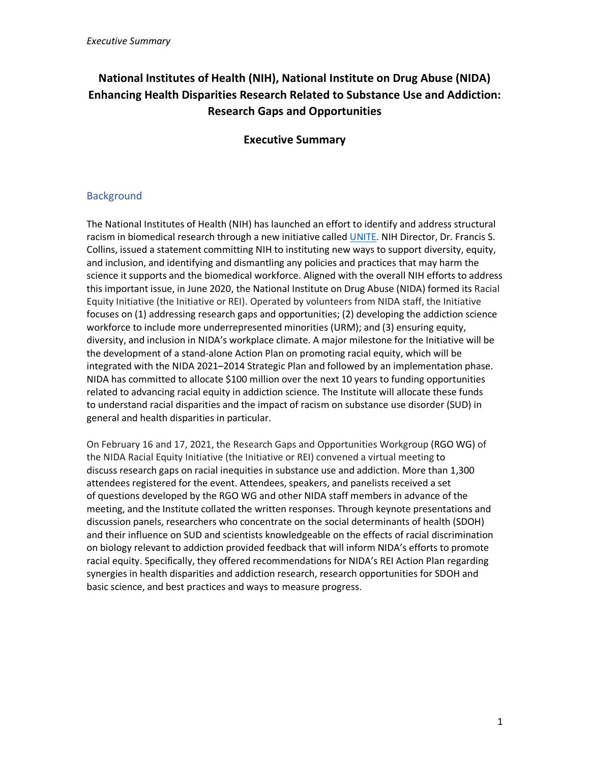# National Institutes of Health (NIH), National Institute on Drug Abuse (NIDA) Enhancing Health Disparities Research Related to Substance Use and Addiction: Research Gaps and Opportunities

## Executive Summary

### Background

The National Institutes of Health (NIH) has launched an effort to identify and address structural racism in biomedical research through a new initiative called [UNITE](). NIH Director, Dr. Francis S. Collins, issued a statement committing NIH to instituting new ways to support diversity, equity, and inclusion, and identifying and dismantling any policies and practices that may harm the science it supports and the biomedical workforce. Aligned with the overall NIH efforts to address this important issue, in June 2020, the National Institute on Drug Abuse (NIDA) formed its Racial Equity Initiative (the Initiative or REI). Operated by volunteers from NIDA staff, the Initiative focuses on (1) addressing research gaps and opportunities; (2) developing the addiction science workforce to include more underrepresented minorities (URM); and (3) ensuring equity, diversity, and inclusion in NIDA's workplace climate. A major milestone for the Initiative will be the development of a stand-alone Action Plan on promoting racial equity, which will be integrated with the NIDA 2021–2014 Strategic Plan and followed by an implementation phase. NIDA has committed to allocate $100 million over the next 10 years to funding opportunities related to advancing racial equity in addiction science. The Institute will allocate these funds to understand racial disparities and the impact of racism on substance use disorder (SUD) in general and health disparities in particular.

On February 16 and 17, 2021, the Research Gaps and Opportunities Workgroup (RGO WG) of the NIDA Racial Equity Initiative (the Initiative or REI) convened a virtual meeting to discuss research gaps on racial inequities in substance use and addiction. More than 1,300 attendees registered for the event. Attendees, speakers, and panelists received a set of questions developed by the RGO WG and other NIDA staff members in advance of the meeting, and the Institute collated the written responses. Through keynote presentations and discussion panels, researchers who concentrate on the social determinants of health (SDOH) and their influence on SUD and scientists knowledgeable on the effects of racial discrimination on biology relevant to addiction provided feedback that will inform NIDA's efforts to promote racial equity. Specifically, they offered recommendations for NIDA's REI Action Plan regarding synergies in health disparities and addiction research, research opportunities for SDOH and basic science, and best practices and ways to measure progress.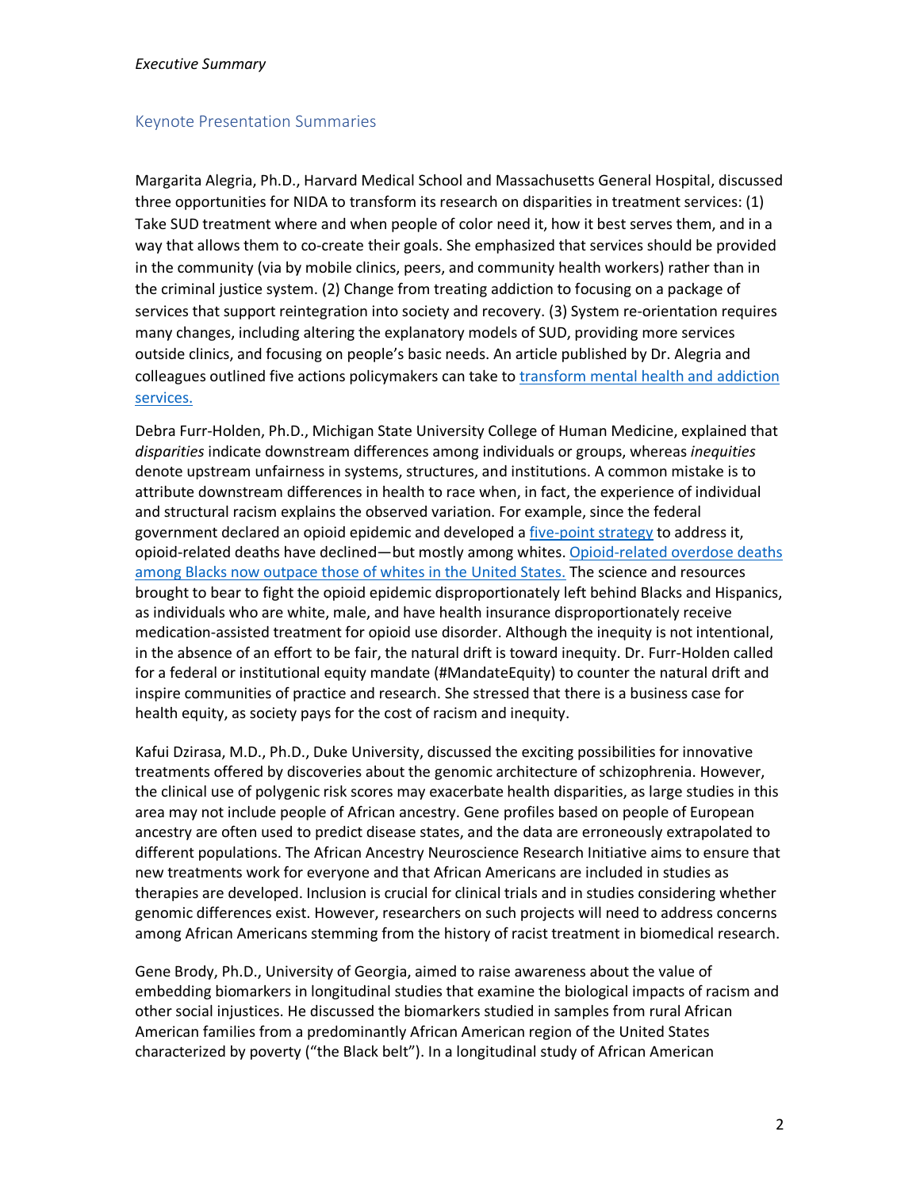*Executive Summary*

## Keynote Presentation Summaries

Margarita Alegria, Ph.D., Harvard Medical School and Massachusetts General Hospital, discussed three opportunities for NIDA to transform its research on disparities in treatment services: (1) Take SUD treatment where and when people of color need it, how it best serves them, and in a way that allows them to co-create their goals. She emphasized that services should be provided in the community (via by mobile clinics, peers, and community health workers) rather than in the criminal justice system. (2) Change from treating addiction to focusing on a package of services that support reintegration into society and recovery. (3) System re-orientation requires many changes, including altering the explanatory models of SUD, providing more services outside clinics, and focusing on people's basic needs. An article published by Dr. Alegria and colleagues outlined five actions policymakers can take to [transform mental health and addiction services.]()

Debra Furr-Holden, Ph.D., Michigan State University College of Human Medicine, explained that *disparities* indicate downstream differences among individuals or groups, whereas *inequities* denote upstream unfairness in systems, structures, and institutions. A common mistake is to attribute downstream differences in health to race when, in fact, the experience of individual and structural racism explains the observed variation. For example, since the federal government declared an opioid epidemic and developed a [five-point strategy]() to address it, opioid-related deaths have declined—but mostly among whites. [Opioid-related overdose deaths among Blacks now outpace those of whites in the United States.]() The science and resources brought to bear to fight the opioid epidemic disproportionately left behind Blacks and Hispanics, as individuals who are white, male, and have health insurance disproportionately receive medication-assisted treatment for opioid use disorder. Although the inequity is not intentional, in the absence of an effort to be fair, the natural drift is toward inequity. Dr. Furr-Holden called for a federal or institutional equity mandate (#MandateEquity) to counter the natural drift and inspire communities of practice and research. She stressed that there is a business case for health equity, as society pays for the cost of racism and inequity.

Kafui Dzirasa, M.D., Ph.D., Duke University, discussed the exciting possibilities for innovative treatments offered by discoveries about the genomic architecture of schizophrenia. However, the clinical use of polygenic risk scores may exacerbate health disparities, as large studies in this area may not include people of African ancestry. Gene profiles based on people of European ancestry are often used to predict disease states, and the data are erroneously extrapolated to different populations. The African Ancestry Neuroscience Research Initiative aims to ensure that new treatments work for everyone and that African Americans are included in studies as therapies are developed. Inclusion is crucial for clinical trials and in studies considering whether genomic differences exist. However, researchers on such projects will need to address concerns among African Americans stemming from the history of racist treatment in biomedical research.

Gene Brody, Ph.D., University of Georgia, aimed to raise awareness about the value of embedding biomarkers in longitudinal studies that examine the biological impacts of racism and other social injustices. He discussed the biomarkers studied in samples from rural African American families from a predominantly African American region of the United States characterized by poverty ("the Black belt"). In a longitudinal study of African American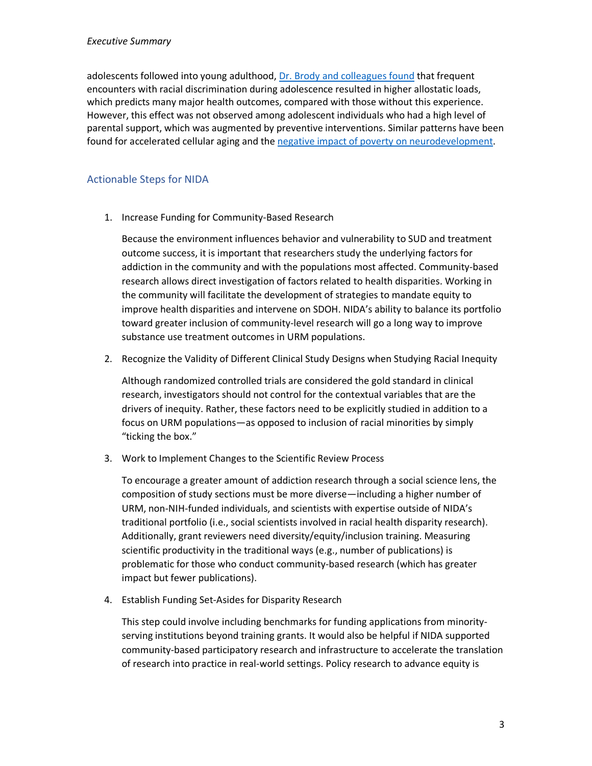adolescents followed into young adulthood, Dr. Brody and colleagues found that frequent encounters with racial discrimination during adolescence resulted in higher allostatic loads, which predicts many major health outcomes, compared with those without this experience. However, this effect was not observed among adolescent individuals who had a high level of parental support, which was augmented by preventive interventions. Similar patterns have been found for accelerated cellular aging and the negative impact of poverty on neurodevelopment.

## Actionable Steps for NIDA

1. Increase Funding for Community-Based Research

   Because the environment influences behavior and vulnerability to SUD and treatment outcome success, it is important that researchers study the underlying factors for addiction in the community and with the populations most affected. Community-based research allows direct investigation of factors related to health disparities. Working in the community will facilitate the development of strategies to mandate equity to improve health disparities and intervene on SDOH. NIDA's ability to balance its portfolio toward greater inclusion of community-level research will go a long way to improve substance use treatment outcomes in URM populations.

2. Recognize the Validity of Different Clinical Study Designs when Studying Racial Inequity

   Although randomized controlled trials are considered the gold standard in clinical research, investigators should not control for the contextual variables that are the drivers of inequity. Rather, these factors need to be explicitly studied in addition to a focus on URM populations—as opposed to inclusion of racial minorities by simply "ticking the box."

3. Work to Implement Changes to the Scientific Review Process

   To encourage a greater amount of addiction research through a social science lens, the composition of study sections must be more diverse—including a higher number of URM, non-NIH-funded individuals, and scientists with expertise outside of NIDA's traditional portfolio (i.e., social scientists involved in racial health disparity research). Additionally, grant reviewers need diversity/equity/inclusion training. Measuring scientific productivity in the traditional ways (e.g., number of publications) is problematic for those who conduct community-based research (which has greater impact but fewer publications).

4. Establish Funding Set-Asides for Disparity Research

   This step could involve including benchmarks for funding applications from minority-serving institutions beyond training grants. It would also be helpful if NIDA supported community-based participatory research and infrastructure to accelerate the translation of research into practice in real-world settings. Policy research to advance equity is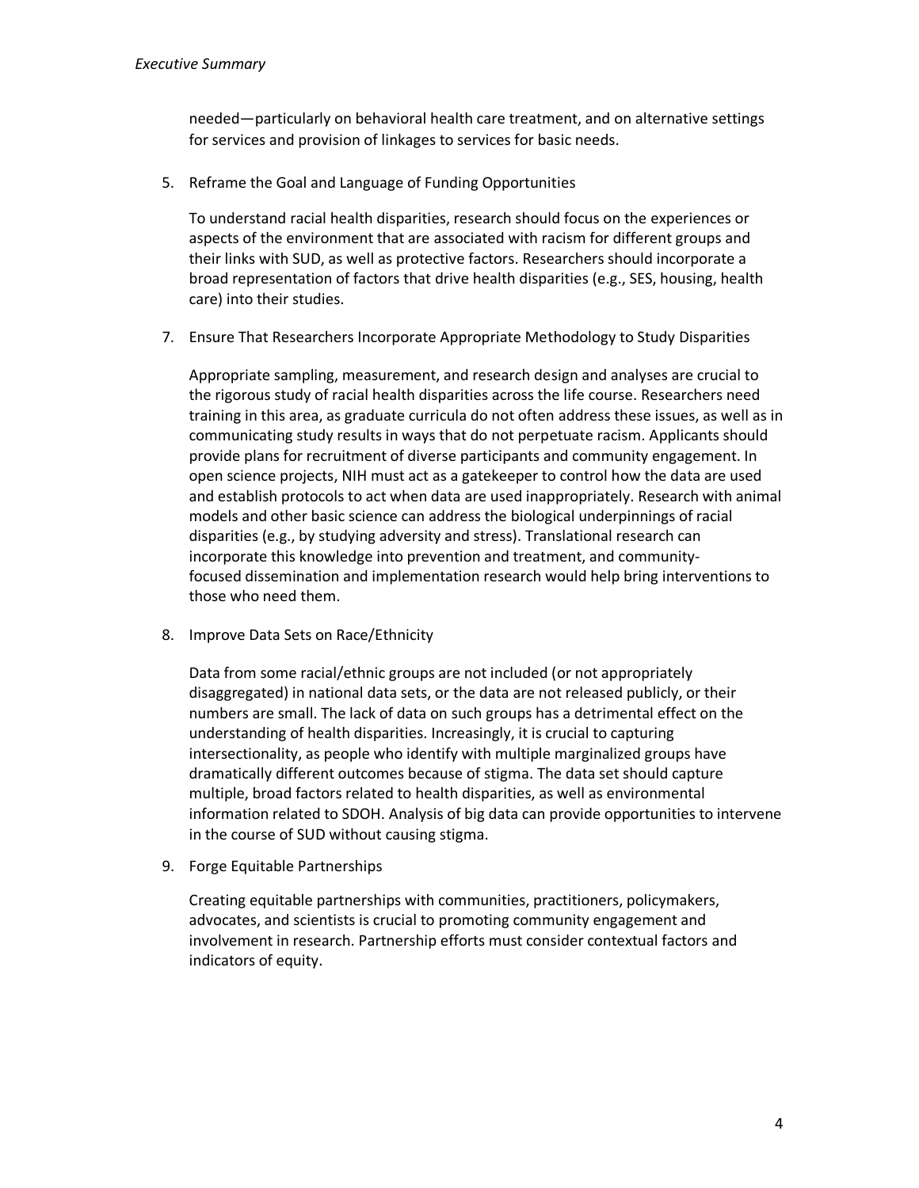needed—particularly on behavioral health care treatment, and on alternative settings for services and provision of linkages to services for basic needs.

5. Reframe the Goal and Language of Funding Opportunities

   To understand racial health disparities, research should focus on the experiences or aspects of the environment that are associated with racism for different groups and their links with SUD, as well as protective factors. Researchers should incorporate a broad representation of factors that drive health disparities (e.g., SES, housing, health care) into their studies.

7. Ensure That Researchers Incorporate Appropriate Methodology to Study Disparities

   Appropriate sampling, measurement, and research design and analyses are crucial to the rigorous study of racial health disparities across the life course. Researchers need training in this area, as graduate curricula do not often address these issues, as well as in communicating study results in ways that do not perpetuate racism. Applicants should provide plans for recruitment of diverse participants and community engagement. In open science projects, NIH must act as a gatekeeper to control how the data are used and establish protocols to act when data are used inappropriately. Research with animal models and other basic science can address the biological underpinnings of racial disparities (e.g., by studying adversity and stress). Translational research can incorporate this knowledge into prevention and treatment, and community-focused dissemination and implementation research would help bring interventions to those who need them.

8. Improve Data Sets on Race/Ethnicity

   Data from some racial/ethnic groups are not included (or not appropriately disaggregated) in national data sets, or the data are not released publicly, or their numbers are small. The lack of data on such groups has a detrimental effect on the understanding of health disparities. Increasingly, it is crucial to capturing intersectionality, as people who identify with multiple marginalized groups have dramatically different outcomes because of stigma. The data set should capture multiple, broad factors related to health disparities, as well as environmental information related to SDOH. Analysis of big data can provide opportunities to intervene in the course of SUD without causing stigma.

9. Forge Equitable Partnerships

   Creating equitable partnerships with communities, practitioners, policymakers, advocates, and scientists is crucial to promoting community engagement and involvement in research. Partnership efforts must consider contextual factors and indicators of equity.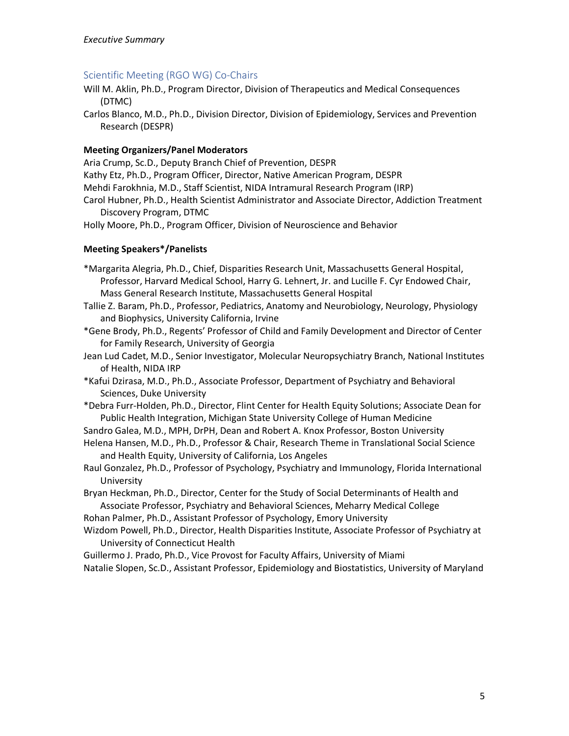## Scientific Meeting (RGO WG) Co-Chairs

Will M. Aklin, Ph.D., Program Director, Division of Therapeutics and Medical Consequences (DTMC)

Carlos Blanco, M.D., Ph.D., Division Director, Division of Epidemiology, Services and Prevention Research (DESPR)

**Meeting Organizers/Panel Moderators**

Aria Crump, Sc.D., Deputy Branch Chief of Prevention, DESPR

Kathy Etz, Ph.D., Program Officer, Director, Native American Program, DESPR

Mehdi Farokhnia, M.D., Staff Scientist, NIDA Intramural Research Program (IRP)

Carol Hubner, Ph.D., Health Scientist Administrator and Associate Director, Addiction Treatment Discovery Program, DTMC

Holly Moore, Ph.D., Program Officer, Division of Neuroscience and Behavior

**Meeting Speakers*/Panelists**

*Margarita Alegria, Ph.D., Chief, Disparities Research Unit, Massachusetts General Hospital, Professor, Harvard Medical School, Harry G. Lehnert, Jr. and Lucille F. Cyr Endowed Chair, Mass General Research Institute, Massachusetts General Hospital

Tallie Z. Baram, Ph.D., Professor, Pediatrics, Anatomy and Neurobiology, Neurology, Physiology and Biophysics, University California, Irvine

*Gene Brody, Ph.D., Regents' Professor of Child and Family Development and Director of Center for Family Research, University of Georgia

Jean Lud Cadet, M.D., Senior Investigator, Molecular Neuropsychiatry Branch, National Institutes of Health, NIDA IRP

*Kafui Dzirasa, M.D., Ph.D., Associate Professor, Department of Psychiatry and Behavioral Sciences, Duke University

*Debra Furr-Holden, Ph.D., Director, Flint Center for Health Equity Solutions; Associate Dean for Public Health Integration, Michigan State University College of Human Medicine

Sandro Galea, M.D., MPH, DrPH, Dean and Robert A. Knox Professor, Boston University

Helena Hansen, M.D., Ph.D., Professor & Chair, Research Theme in Translational Social Science and Health Equity, University of California, Los Angeles

Raul Gonzalez, Ph.D., Professor of Psychology, Psychiatry and Immunology, Florida International University

Bryan Heckman, Ph.D., Director, Center for the Study of Social Determinants of Health and Associate Professor, Psychiatry and Behavioral Sciences, Meharry Medical College

Rohan Palmer, Ph.D., Assistant Professor of Psychology, Emory University

Wizdom Powell, Ph.D., Director, Health Disparities Institute, Associate Professor of Psychiatry at University of Connecticut Health

Guillermo J. Prado, Ph.D., Vice Provost for Faculty Affairs, University of Miami

Natalie Slopen, Sc.D., Assistant Professor, Epidemiology and Biostatistics, University of Maryland